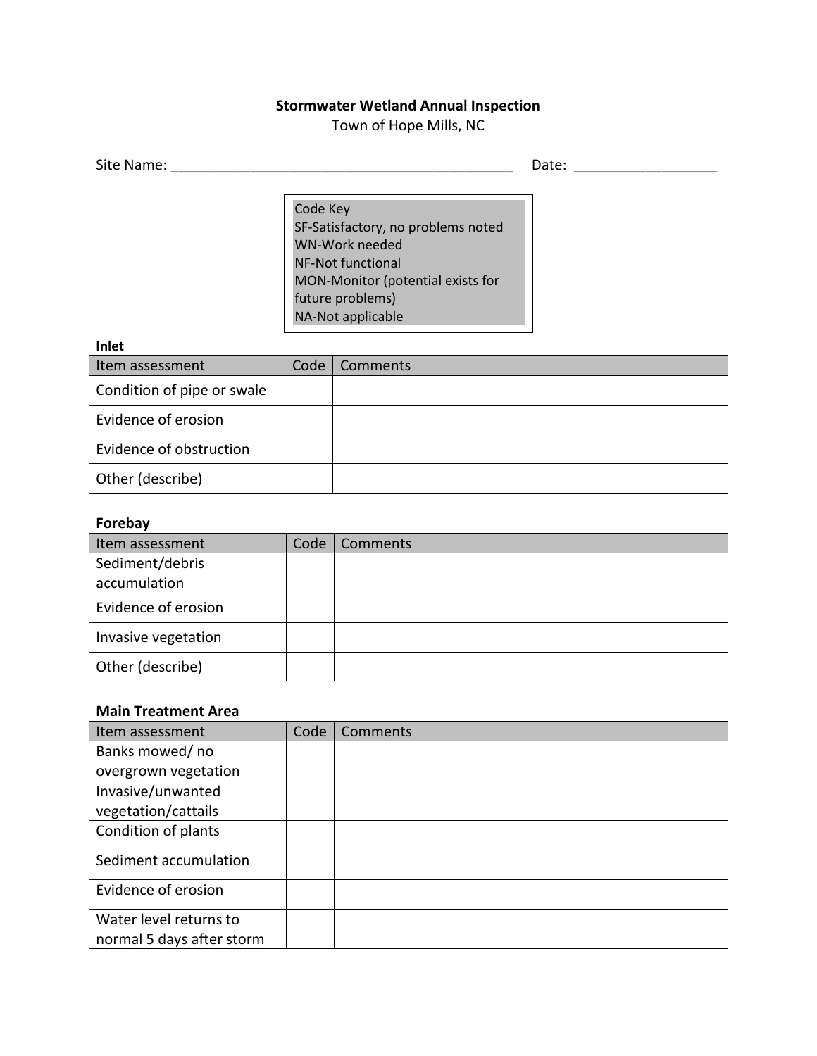# Stormwater Wetland Annual Inspection

Town of Hope Mills, NC

Site Name: _____________________________________________ Date: __________________

Code Key
SF-Satisfactory, no problems noted
WN-Work needed
NF-Not functional
MON-Monitor (potential exists for future problems)
NA-Not applicable

**Inlet**

| Item assessment | Code | Comments |
|---|---|---|
| Condition of pipe or swale | | |
| Evidence of erosion | | |
| Evidence of obstruction | | |
| Other (describe) | | |

**Forebay**

| Item assessment | Code | Comments |
|---|---|---|
| Sediment/debris accumulation | | |
| Evidence of erosion | | |
| Invasive vegetation | | |
| Other (describe) | | |

**Main Treatment Area**

| Item assessment | Code | Comments |
|---|---|---|
| Banks mowed/ no overgrown vegetation | | |
| Invasive/unwanted vegetation/cattails | | |
| Condition of plants | | |
| Sediment accumulation | | |
| Evidence of erosion | | |
| Water level returns to normal 5 days after storm | | |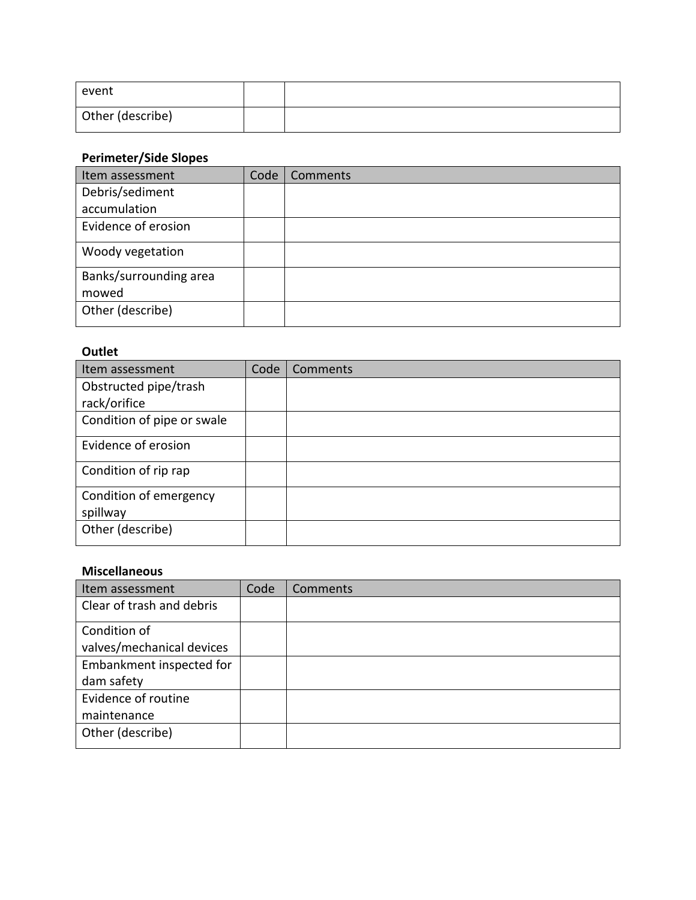| event | | |
|---|---|---|
| Other (describe) | | |

**Perimeter/Side Slopes**

| Item assessment | Code | Comments |
|---|---|---|
| Debris/sediment accumulation | | |
| Evidence of erosion | | |
| Woody vegetation | | |
| Banks/surrounding area mowed | | |
| Other (describe) | | |

**Outlet**

| Item assessment | Code | Comments |
|---|---|---|
| Obstructed pipe/trash rack/orifice | | |
| Condition of pipe or swale | | |
| Evidence of erosion | | |
| Condition of rip rap | | |
| Condition of emergency spillway | | |
| Other (describe) | | |

**Miscellaneous**

| Item assessment | Code | Comments |
|---|---|---|
| Clear of trash and debris | | |
| Condition of valves/mechanical devices | | |
| Embankment inspected for dam safety | | |
| Evidence of routine maintenance | | |
| Other (describe) | | |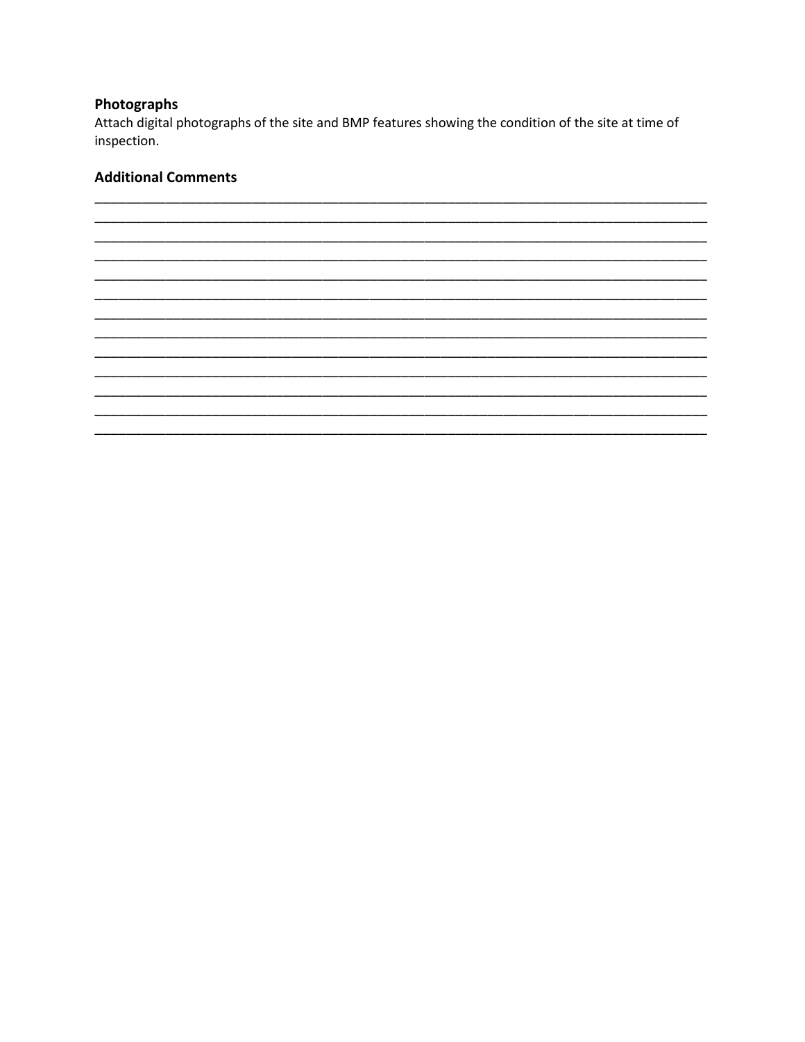### Photographs

Attach digital photographs of the site and BMP features showing the condition of the site at time of inspection.

### Additional Comments

_____________________________________________________________________________________
_____________________________________________________________________________________
_____________________________________________________________________________________
_____________________________________________________________________________________
_____________________________________________________________________________________
_____________________________________________________________________________________
_____________________________________________________________________________________
_____________________________________________________________________________________
_____________________________________________________________________________________
_____________________________________________________________________________________
_____________________________________________________________________________________
_____________________________________________________________________________________
_____________________________________________________________________________________